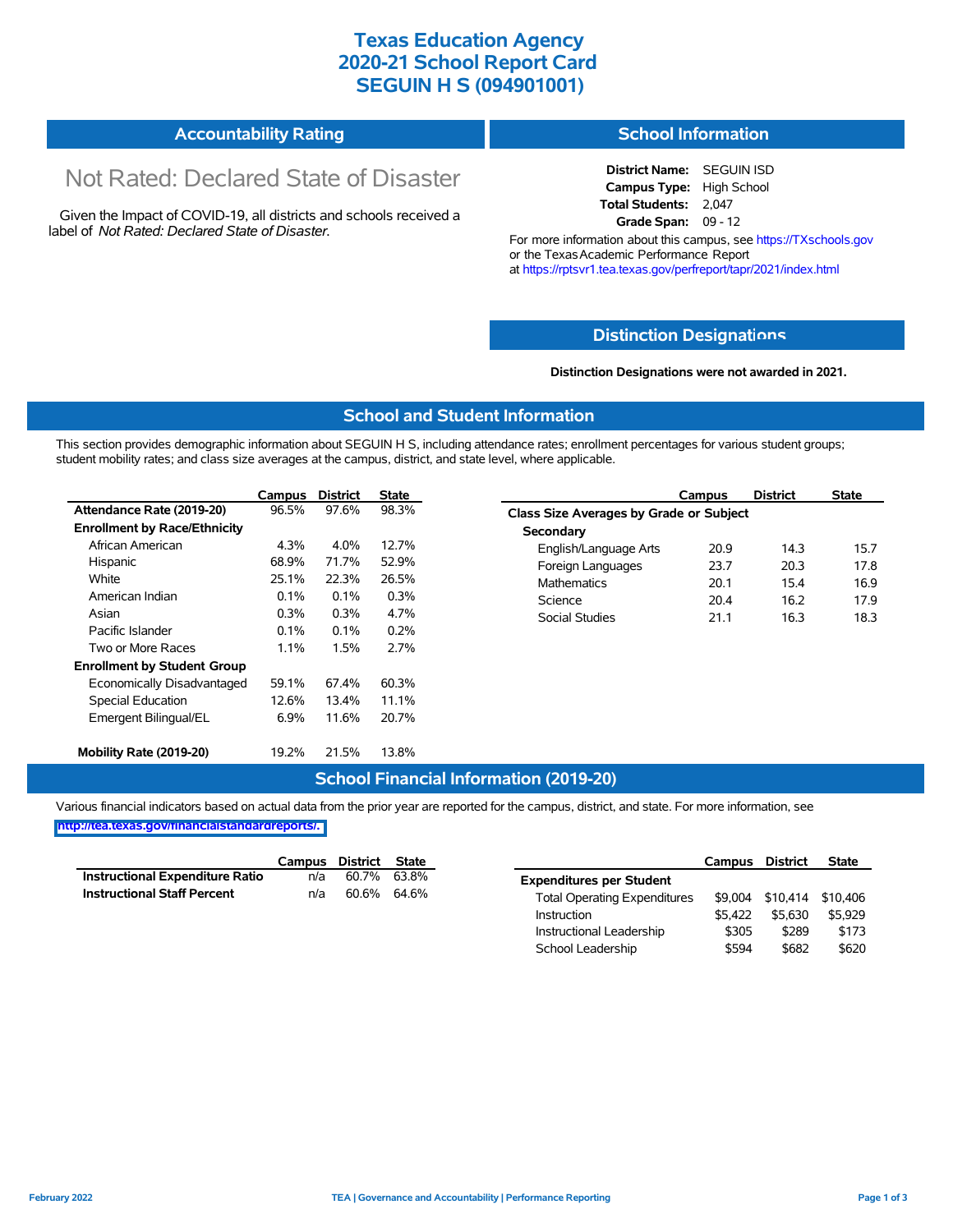# Texas Education Agency
# 2020-21 School Report Card
# SEGUIN H S (094901001)

## Accountability Rating

Not Rated: Declared State of Disaster

Given the Impact of COVID-19, all districts and schools received a label of *Not Rated: Declared State of Disaster*.

## School Information

**District Name:** SEGUIN ISD
**Campus Type:** High School
**Total Students:** 2,047
**Grade Span:** 09 - 12

For more information about this campus, see https://TXschools.gov or the Texas Academic Performance Report at https://rptsvr1.tea.texas.gov/perfreport/tapr/2021/index.html

## Distinction Designations

**Distinction Designations were not awarded in 2021.**

## School and Student Information

This section provides demographic information about SEGUIN H S, including attendance rates; enrollment percentages for various student groups; student mobility rates; and class size averages at the campus, district, and state level, where applicable.

| | Campus | District | State |
|---|---|---|---|
| **Attendance Rate (2019-20)** | 96.5% | 97.6% | 98.3% |
| **Enrollment by Race/Ethnicity** | | | |
| African American | 4.3% | 4.0% | 12.7% |
| Hispanic | 68.9% | 71.7% | 52.9% |
| White | 25.1% | 22.3% | 26.5% |
| American Indian | 0.1% | 0.1% | 0.3% |
| Asian | 0.3% | 0.3% | 4.7% |
| Pacific Islander | 0.1% | 0.1% | 0.2% |
| Two or More Races | 1.1% | 1.5% | 2.7% |
| **Enrollment by Student Group** | | | |
| Economically Disadvantaged | 59.1% | 67.4% | 60.3% |
| Special Education | 12.6% | 13.4% | 11.1% |
| Emergent Bilingual/EL | 6.9% | 11.6% | 20.7% |
| **Mobility Rate (2019-20)** | 19.2% | 21.5% | 13.8% |

| | Campus | District | State |
|---|---|---|---|
| **Class Size Averages by Grade or Subject** | | | |
| **Secondary** | | | |
| English/Language Arts | 20.9 | 14.3 | 15.7 |
| Foreign Languages | 23.7 | 20.3 | 17.8 |
| Mathematics | 20.1 | 15.4 | 16.9 |
| Science | 20.4 | 16.2 | 17.9 |
| Social Studies | 21.1 | 16.3 | 18.3 |

## School Financial Information (2019-20)

Various financial indicators based on actual data from the prior year are reported for the campus, district, and state. For more information, see http://tea.texas.gov/financialstandardreports/.

| | Campus | District | State |
|---|---|---|---|
| **Instructional Expenditure Ratio** | n/a | 60.7% | 63.8% |
| **Instructional Staff Percent** | n/a | 60.6% | 64.6% |

| | Campus | District | State |
|---|---|---|---|
| **Expenditures per Student** | | | |
| Total Operating Expenditures | $9,004 | $10,414 | $10,406 |
| Instruction | $5,422 | $5,630 | $5,929 |
| Instructional Leadership | $305 | $289 | $173 |
| School Leadership | $594 | $682 | $620 |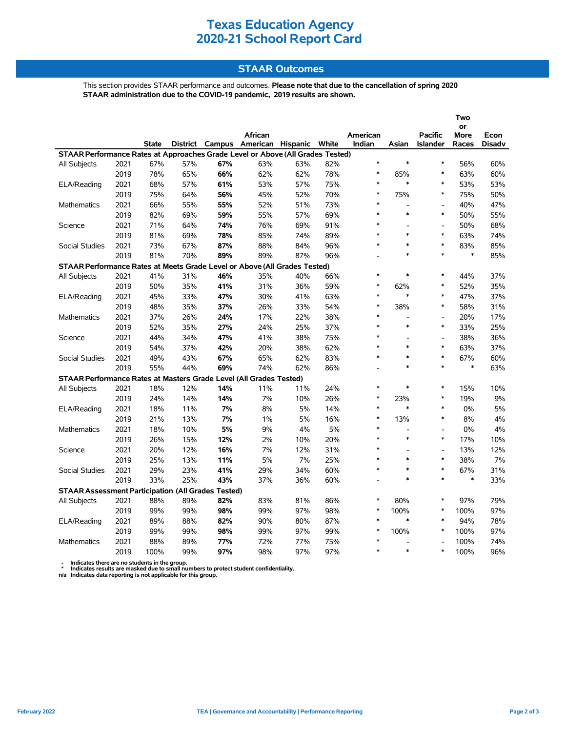# Texas Education Agency
# 2020-21 School Report Card

## STAAR Outcomes

This section provides STAAR performance and outcomes. **Please note that due to the cancellation of spring 2020 STAAR administration due to the COVID-19 pandemic, 2019 results are shown.**

| | | State | District | Campus | African American | Hispanic | White | American Indian | Asian | Pacific Islander | Two or More Races | Econ Disadv |
|---|---|---|---|---|---|---|---|---|---|---|---|---|
| **STAAR Performance Rates at Approaches Grade Level or Above (All Grades Tested)** | | | | | | | | | | | | |
| All Subjects | 2021 | 67% | 57% | **67%** | 63% | 63% | 82% | * | * | * | 56% | 60% |
| | 2019 | 78% | 65% | **66%** | 62% | 62% | 78% | * | 85% | * | 63% | 60% |
| ELA/Reading | 2021 | 68% | 57% | **61%** | 53% | 57% | 75% | * | * | * | 53% | 53% |
| | 2019 | 75% | 64% | **56%** | 45% | 52% | 70% | * | 75% | * | 75% | 50% |
| Mathematics | 2021 | 66% | 55% | **55%** | 52% | 51% | 73% | * | - | - | 40% | 47% |
| | 2019 | 82% | 69% | **59%** | 55% | 57% | 69% | * | * | * | 50% | 55% |
| Science | 2021 | 71% | 64% | **74%** | 76% | 69% | 91% | * | - | - | 50% | 68% |
| | 2019 | 81% | 69% | **78%** | 85% | 74% | 89% | * | * | * | 63% | 74% |
| Social Studies | 2021 | 73% | 67% | **87%** | 88% | 84% | 96% | * | * | * | 83% | 85% |
| | 2019 | 81% | 70% | **89%** | 89% | 87% | 96% | - | * | * | * | 85% |
| **STAAR Performance Rates at Meets Grade Level or Above (All Grades Tested)** | | | | | | | | | | | | |
| All Subjects | 2021 | 41% | 31% | **46%** | 35% | 40% | 66% | * | * | * | 44% | 37% |
| | 2019 | 50% | 35% | **41%** | 31% | 36% | 59% | * | 62% | * | 52% | 35% |
| ELA/Reading | 2021 | 45% | 33% | **47%** | 30% | 41% | 63% | * | * | * | 47% | 37% |
| | 2019 | 48% | 35% | **37%** | 26% | 33% | 54% | * | 38% | * | 58% | 31% |
| Mathematics | 2021 | 37% | 26% | **24%** | 17% | 22% | 38% | * | - | - | 20% | 17% |
| | 2019 | 52% | 35% | **27%** | 24% | 25% | 37% | * | * | * | 33% | 25% |
| Science | 2021 | 44% | 34% | **47%** | 41% | 38% | 75% | * | - | - | 38% | 36% |
| | 2019 | 54% | 37% | **42%** | 20% | 38% | 62% | * | * | * | 63% | 37% |
| Social Studies | 2021 | 49% | 43% | **67%** | 65% | 62% | 83% | * | * | * | 67% | 60% |
| | 2019 | 55% | 44% | **69%** | 74% | 62% | 86% | - | * | * | * | 63% |
| **STAAR Performance Rates at Masters Grade Level (All Grades Tested)** | | | | | | | | | | | | |
| All Subjects | 2021 | 18% | 12% | **14%** | 11% | 11% | 24% | * | * | * | 15% | 10% |
| | 2019 | 24% | 14% | **14%** | 7% | 10% | 26% | * | 23% | * | 19% | 9% |
| ELA/Reading | 2021 | 18% | 11% | **7%** | 8% | 5% | 14% | * | * | * | 0% | 5% |
| | 2019 | 21% | 13% | **7%** | 1% | 5% | 16% | * | 13% | * | 8% | 4% |
| Mathematics | 2021 | 18% | 10% | **5%** | 9% | 4% | 5% | * | - | - | 0% | 4% |
| | 2019 | 26% | 15% | **12%** | 2% | 10% | 20% | * | * | * | 17% | 10% |
| Science | 2021 | 20% | 12% | **16%** | 7% | 12% | 31% | * | - | - | 13% | 12% |
| | 2019 | 25% | 13% | **11%** | 5% | 7% | 25% | * | * | * | 38% | 7% |
| Social Studies | 2021 | 29% | 23% | **41%** | 29% | 34% | 60% | * | * | * | 67% | 31% |
| | 2019 | 33% | 25% | **43%** | 37% | 36% | 60% | - | * | * | * | 33% |
| **STAAR Assessment Participation (All Grades Tested)** | | | | | | | | | | | | |
| All Subjects | 2021 | 88% | 89% | **82%** | 83% | 81% | 86% | * | 80% | * | 97% | 79% |
| | 2019 | 99% | 99% | **98%** | 99% | 97% | 98% | * | 100% | * | 100% | 97% |
| ELA/Reading | 2021 | 89% | 88% | **82%** | 90% | 80% | 87% | * | * | * | 94% | 78% |
| | 2019 | 99% | 99% | **98%** | 99% | 97% | 99% | * | 100% | * | 100% | 97% |
| Mathematics | 2021 | 88% | 89% | **77%** | 72% | 77% | 75% | * | - | - | 100% | 74% |
| | 2019 | 100% | 99% | **97%** | 98% | 97% | 97% | * | * | * | 100% | 96% |

- Indicates there are no students in the group.
* Indicates results are masked due to small numbers to protect student confidentiality.
n/a Indicates data reporting is not applicable for this group.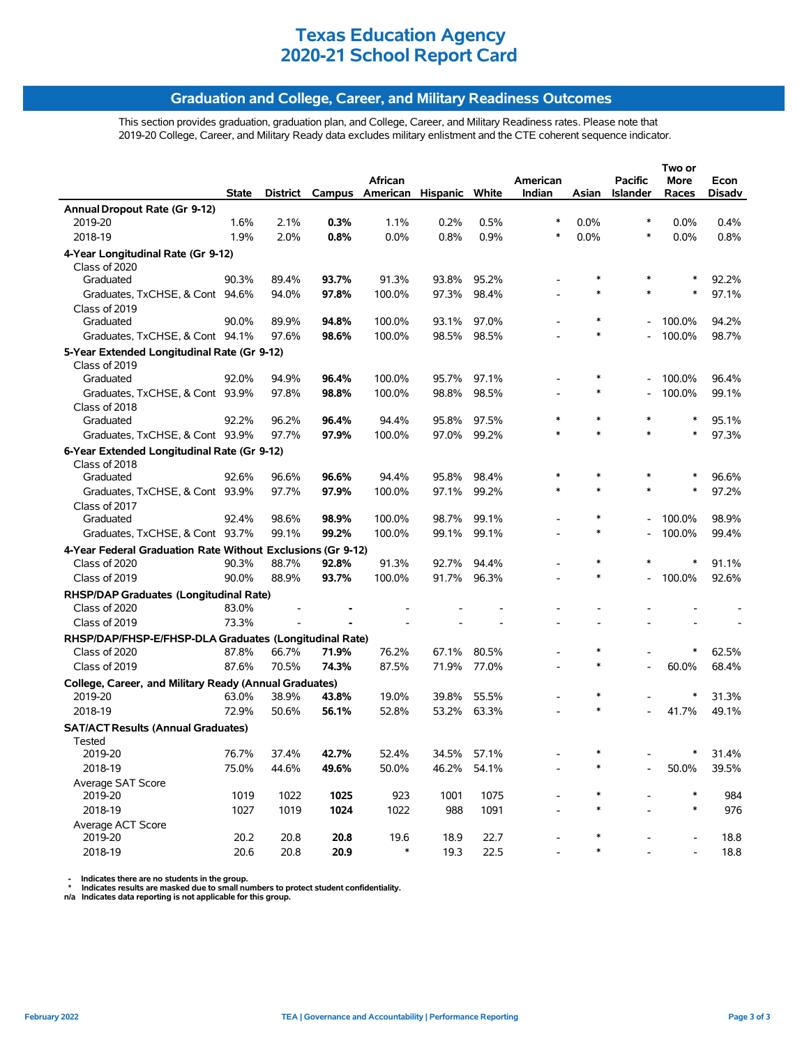# Texas Education Agency
# 2020-21 School Report Card

## Graduation and College, Career, and Military Readiness Outcomes

This section provides graduation, graduation plan, and College, Career, and Military Readiness rates. Please note that 2019-20 College, Career, and Military Ready data excludes military enlistment and the CTE coherent sequence indicator.

| | State | District | Campus | African American | Hispanic | White | American Indian | Asian | Pacific Islander | Two or More Races | Econ Disadv |
|---|---|---|---|---|---|---|---|---|---|---|---|
| **Annual Dropout Rate (Gr 9-12)** | | | | | | | | | | | |
| 2019-20 | 1.6% | 2.1% | **0.3%** | 1.1% | 0.2% | 0.5% | * | 0.0% | * | 0.0% | 0.4% |
| 2018-19 | 1.9% | 2.0% | **0.8%** | 0.0% | 0.8% | 0.9% | * | 0.0% | * | 0.0% | 0.8% |
| **4-Year Longitudinal Rate (Gr 9-12)** | | | | | | | | | | | |
| Class of 2020 | | | | | | | | | | | |
| Graduated | 90.3% | 89.4% | **93.7%** | 91.3% | 93.8% | 95.2% | - | * | * | * | 92.2% |
| Graduates, TxCHSE, & Cont | 94.6% | 94.0% | **97.8%** | 100.0% | 97.3% | 98.4% | - | * | * | * | 97.1% |
| Class of 2019 | | | | | | | | | | | |
| Graduated | 90.0% | 89.9% | **94.8%** | 100.0% | 93.1% | 97.0% | - | * | - | 100.0% | 94.2% |
| Graduates, TxCHSE, & Cont | 94.1% | 97.6% | **98.6%** | 100.0% | 98.5% | 98.5% | - | * | - | 100.0% | 98.7% |
| **5-Year Extended Longitudinal Rate (Gr 9-12)** | | | | | | | | | | | |
| Class of 2019 | | | | | | | | | | | |
| Graduated | 92.0% | 94.9% | **96.4%** | 100.0% | 95.7% | 97.1% | - | * | - | 100.0% | 96.4% |
| Graduates, TxCHSE, & Cont | 93.9% | 97.8% | **98.8%** | 100.0% | 98.8% | 98.5% | - | * | - | 100.0% | 99.1% |
| Class of 2018 | | | | | | | | | | | |
| Graduated | 92.2% | 96.2% | **96.4%** | 94.4% | 95.8% | 97.5% | * | * | * | * | 95.1% |
| Graduates, TxCHSE, & Cont | 93.9% | 97.7% | **97.9%** | 100.0% | 97.0% | 99.2% | * | * | * | * | 97.3% |
| **6-Year Extended Longitudinal Rate (Gr 9-12)** | | | | | | | | | | | |
| Class of 2018 | | | | | | | | | | | |
| Graduated | 92.6% | 96.6% | **96.6%** | 94.4% | 95.8% | 98.4% | * | * | * | * | 96.6% |
| Graduates, TxCHSE, & Cont | 93.9% | 97.7% | **97.9%** | 100.0% | 97.1% | 99.2% | * | * | * | * | 97.2% |
| Class of 2017 | | | | | | | | | | | |
| Graduated | 92.4% | 98.6% | **98.9%** | 100.0% | 98.7% | 99.1% | - | * | - | 100.0% | 98.9% |
| Graduates, TxCHSE, & Cont | 93.7% | 99.1% | **99.2%** | 100.0% | 99.1% | 99.1% | - | * | - | 100.0% | 99.4% |
| **4-Year Federal Graduation Rate Without Exclusions (Gr 9-12)** | | | | | | | | | | | |
| Class of 2020 | 90.3% | 88.7% | **92.8%** | 91.3% | 92.7% | 94.4% | - | * | * | * | 91.1% |
| Class of 2019 | 90.0% | 88.9% | **93.7%** | 100.0% | 91.7% | 96.3% | - | * | - | 100.0% | 92.6% |
| **RHSP/DAP Graduates (Longitudinal Rate)** | | | | | | | | | | | |
| Class of 2020 | 83.0% | - | **-** | - | - | - | - | - | - | - | - |
| Class of 2019 | 73.3% | - | **-** | - | - | - | - | - | - | - | - |
| **RHSP/DAP/FHSP-E/FHSP-DLA Graduates (Longitudinal Rate)** | | | | | | | | | | | |
| Class of 2020 | 87.8% | 66.7% | **71.9%** | 76.2% | 67.1% | 80.5% | - | * | - | * | 62.5% |
| Class of 2019 | 87.6% | 70.5% | **74.3%** | 87.5% | 71.9% | 77.0% | - | * | - | 60.0% | 68.4% |
| **College, Career, and Military Ready (Annual Graduates)** | | | | | | | | | | | |
| 2019-20 | 63.0% | 38.9% | **43.8%** | 19.0% | 39.8% | 55.5% | - | * | - | * | 31.3% |
| 2018-19 | 72.9% | 50.6% | **56.1%** | 52.8% | 53.2% | 63.3% | - | * | - | 41.7% | 49.1% |
| **SAT/ACT Results (Annual Graduates)** | | | | | | | | | | | |
| Tested | | | | | | | | | | | |
| 2019-20 | 76.7% | 37.4% | **42.7%** | 52.4% | 34.5% | 57.1% | - | * | - | * | 31.4% |
| 2018-19 | 75.0% | 44.6% | **49.6%** | 50.0% | 46.2% | 54.1% | - | * | - | 50.0% | 39.5% |
| Average SAT Score | | | | | | | | | | | |
| 2019-20 | 1019 | 1022 | **1025** | 923 | 1001 | 1075 | - | * | - | * | 984 |
| 2018-19 | 1027 | 1019 | **1024** | 1022 | 988 | 1091 | - | * | - | * | 976 |
| Average ACT Score | | | | | | | | | | | |
| 2019-20 | 20.2 | 20.8 | **20.8** | 19.6 | 18.9 | 22.7 | - | * | - | - | 18.8 |
| 2018-19 | 20.6 | 20.8 | **20.9** | * | 19.3 | 22.5 | - | * | - | - | 18.8 |

- Indicates there are no students in the group.
\* Indicates results are masked due to small numbers to protect student confidentiality.
n/a Indicates data reporting is not applicable for this group.